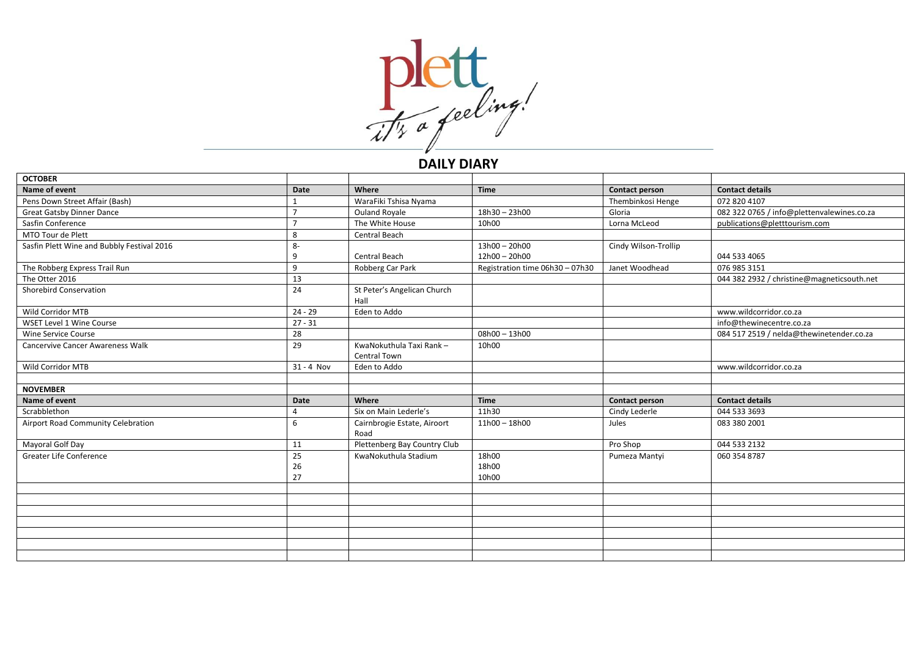plett
it's a feeling!

# DAILY DIARY

| OCTOBER | | | | | |
|---|---|---|---|---|---|
| **Name of event** | **Date** | **Where** | **Time** | **Contact person** | **Contact details** |
| Pens Down Street Affair (Bash) | 1 | WaraFiki Tshisa Nyama | | Thembinkosi Henge | 072 820 4107 |
| Great Gatsby Dinner Dance | 7 | Ouland Royale | 18h30 – 23h00 | Gloria | 082 322 0765 / info@plettenvalewines.co.za |
| Sasfin Conference | 7 | The White House | 10h00 | Lorna McLeod | publications@pletttourism.com |
| MTO Tour de Plett | 8 | Central Beach | | | |
| Sasfin Plett Wine and Bubbly Festival 2016 | 8-<br>9 | Central Beach | 13h00 – 20h00<br>12h00 – 20h00 | Cindy Wilson-Trollip | 044 533 4065 |
| The Robberg Express Trail Run | 9 | Robberg Car Park | Registration time 06h30 – 07h30 | Janet Woodhead | 076 985 3151 |
| The Otter 2016 | 13 | | | | 044 382 2932 / christine@magneticsouth.net |
| Shorebird Conservation | 24 | St Peter's Angelican Church Hall | | | |
| Wild Corridor MTB | 24 - 29 | Eden to Addo | | | www.wildcorridor.co.za |
| WSET Level 1 Wine Course | 27 - 31 | | | | info@thewinecentre.co.za |
| Wine Service Course | 28 | | 08h00 – 13h00 | | 084 517 2519 / nelda@thewinetender.co.za |
| Cancervive Cancer Awareness Walk | 29 | KwaNokuthula Taxi Rank – Central Town | 10h00 | | |
| Wild Corridor MTB | 31 - 4 Nov | Eden to Addo | | | www.wildcorridor.co.za |
| | | | | | |
| **NOVEMBER** | | | | | |
| **Name of event** | **Date** | **Where** | **Time** | **Contact person** | **Contact details** |
| Scrabblethon | 4 | Six on Main Lederle's | 11h30 | Cindy Lederle | 044 533 3693 |
| Airport Road Community Celebration | 6 | Cairnbrogie Estate, Airoort Road | 11h00 – 18h00 | Jules | 083 380 2001 |
| Mayoral Golf Day | 11 | Plettenberg Bay Country Club | | Pro Shop | 044 533 2132 |
| Greater Life Conference | 25<br>26<br>27 | KwaNokuthula Stadium | 18h00<br>18h00<br>10h00 | Pumeza Mantyi | 060 354 8787 |
| | | | | | |
| | | | | | |
| | | | | | |
| | | | | | |
| | | | | | |
| | | | | | |
| | | | | | |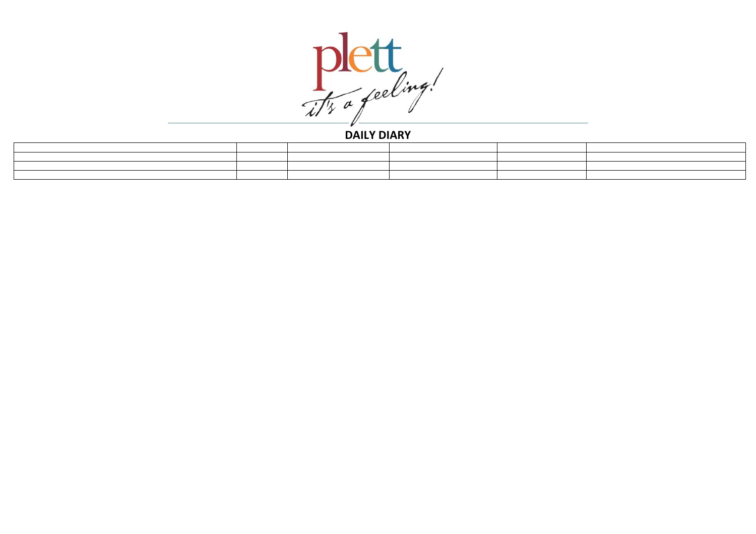## DAILY DIARY

| | | | | | |
|---|---|---|---|---|---|
| | | | | | |
| | | | | | |
| | | | | | |